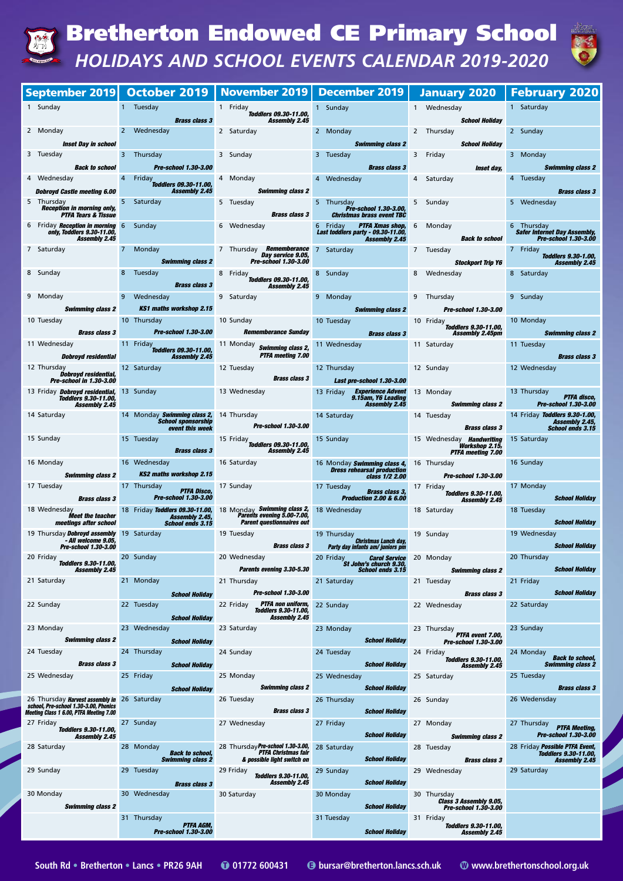# Bretherton Endowed CE Primary School

## HOLIDAYS AND SCHOOL EVENTS CALENDAR 2019-2020

| September 2019 | October 2019 | November 2019 | December 2019 | January 2020 | February 2020 |
|---|---|---|---|---|---|
| 1 Sunday | 1 Tuesday *Brass class 3* | 1 Friday *Toddlers 09.30-11.00, Assembly 2.45* | 1 Sunday | 1 Wednesday *School Holiday* | 1 Saturday |
| 2 Monday *Inset Day in school* | 2 Wednesday | 2 Saturday | 2 Monday *Swimming class 2* | 2 Thursday *School Holiday* | 2 Sunday |
| 3 Tuesday *Back to school* | 3 Thursday *Pre-school 1.30-3.00* | 3 Sunday | 3 Tuesday *Brass class 3* | 3 Friday *Inset day,* | 3 Monday *Swimming class 2* |
| 4 Wednesday *Dobroyd Castle meeting 6.00* | 4 Friday *Toddlers 09.30-11.00, Assembly 2.45* | 4 Monday *Swimming class 2* | 4 Wednesday | 4 Saturday | 4 Tuesday *Brass class 3* |
| 5 Thursday *Reception in morning only, PTFA Tears & Tissue* | 5 Saturday | 5 Tuesday *Brass class 3* | 5 Thursday *Pre-school 1.30-3.00, Christmas brass event TBC* | 5 Sunday | 5 Wednesday |
| 6 Friday *Reception in morning only, Toddlers 9.30-11.00, Assembly 2.45* | 6 Sunday | 6 Wednesday | 6 Friday *PTFA Xmas shop, Last toddlers party - 09.30-11.00, Assembly 2.45* | 6 Monday *Back to school* | 6 Thursday *Safer Internet Day Assembly, Pre-school 1.30-3.00* |
| 7 Saturday | 7 Monday *Swimming class 2* | 7 Thursday *Rememberance Day service 9.05, Pre-school 1.30-3.00* | 7 Saturday | 7 Tuesday *Stockport Trip Y6* | 7 Friday *Toddlers 9.30-1.00, Assembly 2.45* |
| 8 Sunday | 8 Tuesday *Brass class 3* | 8 Friday *Toddlers 09.30-11.00, Assembly 2.45* | 8 Sunday | 8 Wednesday | 8 Saturday |
| 9 Monday *Swimming class 2* | 9 Wednesday *KS1 maths workshop 2.15* | 9 Saturday | 9 Monday *Swimming class 2* | 9 Thursday *Pre-school 1.30-3.00* | 9 Sunday |
| 10 Tuesday *Brass class 3* | 10 Thursday *Pre-school 1.30-3.00* | 10 Sunday *Rememberance Sunday* | 10 Tuesday *Brass class 3* | 10 Friday *Toddlers 9.30-11.00, Assembly 2.45pm* | 10 Monday *Swimming class 2* |
| 11 Wednesday *Dobroyd residential* | 11 Friday *Toddlers 09.30-11.00, Assembly 2.45* | 11 Monday *Swimming class 2, PTFA meeting 7.00* | 11 Wednesday | 11 Saturday | 11 Tuesday *Brass class 3* |
| 12 Thursday *Dobroyd residential, Pre-school in 1.30-3.00* | 12 Saturday | 12 Tuesday *Brass class 3* | 12 Thursday *Last pre-school 1.30-3.00* | 12 Sunday | 12 Wednesday |
| 13 Friday *Dobroyd residential, Toddlers 9.30-11.00, Assembly 2.45* | 13 Sunday | 13 Wednesday | 13 Friday *Experience Advent 9.15am, Y6 Leading Assembly 2.45* | 13 Monday *Swimming class 2* | 13 Thursday *PTFA disco, Pre-school 1.30-3.00* |
| 14 Saturday | 14 Monday *Swimming class 2, School sponsorship event this week* | 14 Thursday *Pre-school 1.30-3.00* | 14 Saturday | 14 Tuesday *Brass class 3* | 14 Friday *Toddlers 9.30-1.00, Assembly 2.45, School ends 3.15* |
| 15 Sunday | 15 Tuesday *Brass class 3* | 15 Friday *Toddlers 09.30-11.00, Assembly 2.45* | 15 Sunday | 15 Wednesday *Handwriting Workshop 2.15, PTFA meeting 7.00* | 15 Saturday |
| 16 Monday *Swimming class 2* | 16 Wednesday *KS2 maths workshop 2.15* | 16 Saturday | 16 Monday *Swimming class 4, Dress rehearsal production class 1/2 2.00* | 16 Thursday *Pre-school 1.30-3.00* | 16 Sunday |
| 17 Tuesday *Brass class 3* | 17 Thursday *PTFA Disco, Pre-school 1.30-3.00* | 17 Sunday | 17 Tuesday *Brass class 3, Production 2.00 & 6.00* | 17 Friday *Toddlers 9.30-11.00, Assembly 2.45* | 17 Monday *School Holiday* |
| 18 Wednesday *Meet the teacher meetings after school* | 18 Friday *Toddlers 09.30-11.00, Assembly 2.45, School ends 3.15* | 18 Monday *Swimming class 2, Parents evening 5.00-7.00, Parent questionnaires out* | 18 Wednesday | 18 Saturday | 18 Tuesday *School Holiday* |
| 19 Thursday *Dobroyd assembly - All welcome 9.05, Pre-school 1.30-3.00* | 19 Saturday | 19 Tuesday *Brass class 3* | 19 Thursday *Christmas Lunch day, Party day infants am/ juniors pm* | 19 Sunday | 19 Wednesday *School Holiday* |
| 20 Friday *Toddlers 9.30-11.00, Assembly 2.45* | 20 Sunday | 20 Wednesday *Parents evening 3.30-5.30* | 20 Friday *Carol Service St John's church 9.30, School ends 3.15* | 20 Monday *Swimming class 2* | 20 Thursday *School Holiday* |
| 21 Saturday | 21 Monday *School Holiday* | 21 Thursday *Pre-school 1.30-3.00* | 21 Saturday | 21 Tuesday *Brass class 3* | 21 Friday *School Holiday* |
| 22 Sunday | 22 Tuesday *School Holiday* | 22 Friday *PTFA non uniform, Toddlers 9.30-11.00, Assembly 2.45* | 22 Sunday | 22 Wednesday | 22 Saturday |
| 23 Monday *Swimming class 2* | 23 Wednesday *School Holiday* | 23 Saturday | 23 Monday *School Holiday* | 23 Thursday *PTFA event 7.00, Pre-school 1.30-3.00* | 23 Sunday |
| 24 Tuesday *Brass class 3* | 24 Thursday *School Holiday* | 24 Sunday | 24 Tuesday *School Holiday* | 24 Friday *Toddlers 9.30-11.00, Assembly 2.45* | 24 Monday *Back to school, Swimming class 2* |
| 25 Wednesday | 25 Friday *School Holiday* | 25 Monday *Swimming class 2* | 25 Wednesday *School Holiday* | 25 Saturday | 25 Tuesday *Brass class 3* |
| 26 Thursday *Harvest assembly in school, Pre-school 1.30-3.00, Phonics Meeting Class 1 6.00, PTFA Meeting 7.00* | 26 Saturday | 26 Tuesday *Brass class 3* | 26 Thursday *School Holiday* | 26 Sunday | 26 Wedensday |
| 27 Friday *Toddlers 9.30-11.00, Assembly 2.45* | 27 Sunday | 27 Wednesday | 27 Friday *School Holiday* | 27 Monday *Swimming class 2* | 27 Thursday *PTFA Meeting, Pre-school 1.30-3.00* |
| 28 Saturday | 28 Monday *Back to school, Swimming class 2* | 28 Thursday *Pre-school 1.30-3.00, PTFA Christmas fair & possible light switch on* | 28 Saturday *School Holiday* | 28 Tuesday *Brass class 3* | 28 Friday *Possible PTFA Event, Toddlers 9.30-11.00, Assembly 2.45* |
| 29 Sunday | 29 Tuesday *Brass class 3* | 29 Friday *Toddlers 9.30-11.00, Assembly 2.45* | 29 Sunday *School Holiday* | 29 Wednesday | 29 Saturday |
| 30 Monday *Swimming class 2* | 30 Wednesday | 30 Saturday | 30 Monday *School Holiday* | 30 Thursday *Class 3 Assembly 9.05, Pre-school 1.30-3.00* | |
| | 31 Thursday *PTFA AGM, Pre-school 1.30-3.00* | | 31 Tuesday *School Holiday* | 31 Friday *Toddlers 9.30-11.00, Assembly 2.45* | |

South Rd • Bretherton • Lancs • PR26 9AH  T 01772 600431  E bursar@bretherton.lancs.sch.uk  W www.brethertonschool.org.uk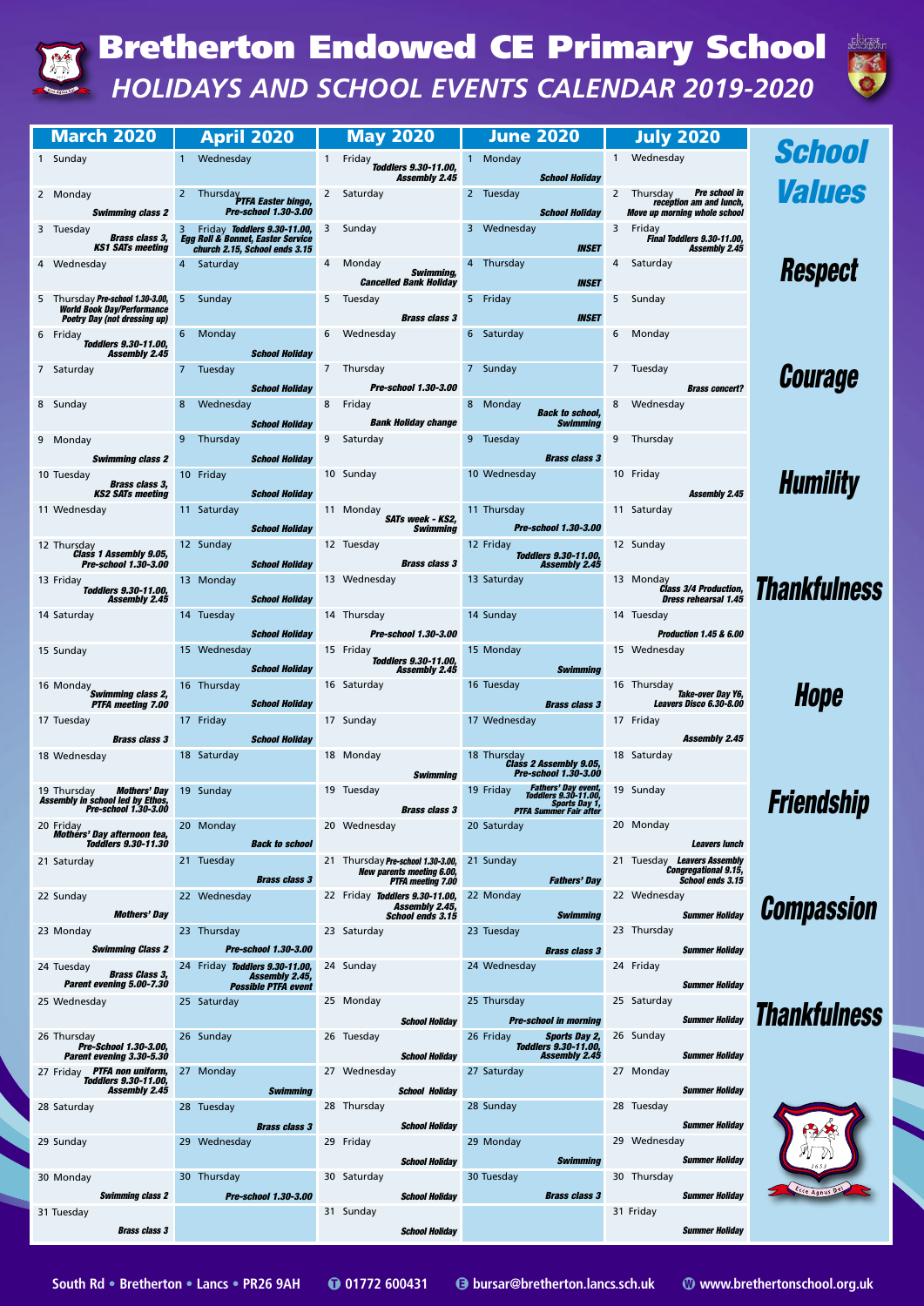# Bretherton Endowed CE Primary School

## HOLIDAYS AND SCHOOL EVENTS CALENDAR 2019-2020

| March 2020 | April 2020 | May 2020 | June 2020 | July 2020 |
|---|---|---|---|---|
| 1 Sunday | 1 Wednesday | 1 Friday Toddlers 9.30-11.00, Assembly 2.45 | 1 Monday School Holiday | 1 Wednesday |
| 2 Monday Swimming class 2 | 2 Thursday PTFA Easter bingo, Pre-school 1.30-3.00 | 2 Saturday | 2 Tuesday School Holiday | 2 Thursday Pre school in reception am and lunch, Move up morning whole school |
| 3 Tuesday Brass class 3, KS1 SATs meeting | 3 Friday Toddlers 9.30-11.00, Egg Roll & Bonnet, Easter Service church 2.15, School ends 3.15 | 3 Sunday | 3 Wednesday INSET | 3 Friday Final Toddlers 9.30-11.00, Assembly 2.45 |
| 4 Wednesday | 4 Saturday | 4 Monday Swimming, Cancelled Bank Holiday | 4 Thursday INSET | 4 Saturday |
| 5 Thursday Pre-school 1.30-3.00, World Book Day/Performance Poetry Day (not dressing up) | 5 Sunday | 5 Tuesday Brass class 3 | 5 Friday INSET | 5 Sunday |
| 6 Friday Toddlers 9.30-11.00, Assembly 2.45 | 6 Monday School Holiday | 6 Wednesday | 6 Saturday | 6 Monday |
| 7 Saturday | 7 Tuesday School Holiday | 7 Thursday Pre-school 1.30-3.00 | 7 Sunday | 7 Tuesday Brass concert? |
| 8 Sunday | 8 Wednesday School Holiday | 8 Friday Bank Holiday change | 8 Monday Back to school, Swimming | 8 Wednesday |
| 9 Monday Swimming class 2 | 9 Thursday School Holiday | 9 Saturday | 9 Tuesday Brass class 3 | 9 Thursday |
| 10 Tuesday Brass class 3, KS2 SATs meeting | 10 Friday School Holiday | 10 Sunday | 10 Wednesday | 10 Friday Assembly 2.45 |
| 11 Wednesday | 11 Saturday School Holiday | 11 Monday SATs week - KS2, Swimming | 11 Thursday Pre-school 1.30-3.00 | 11 Saturday |
| 12 Thursday Class 1 Assembly 9.05, Pre-school 1.30-3.00 | 12 Sunday School Holiday | 12 Tuesday Brass class 3 | 12 Friday Toddlers 9.30-11.00, Assembly 2.45 | 12 Sunday |
| 13 Friday Toddlers 9.30-11.00, Assembly 2.45 | 13 Monday School Holiday | 13 Wednesday | 13 Saturday | 13 Monday Class 3/4 Production, Dress rehearsal 1.45 |
| 14 Saturday | 14 Tuesday School Holiday | 14 Thursday Pre-school 1.30-3.00 | 14 Sunday | 14 Tuesday Production 1.45 & 6.00 |
| 15 Sunday | 15 Wednesday School Holiday | 15 Friday Toddlers 9.30-11.00, Assembly 2.45 | 15 Monday Swimming | 15 Wednesday |
| 16 Monday Swimming class 2, PTFA meeting 7.00 | 16 Thursday School Holiday | 16 Saturday | 16 Tuesday Brass class 3 | 16 Thursday Take-over Day Y6, Leavers Disco 6.30-8.00 |
| 17 Tuesday Brass class 3 | 17 Friday School Holiday | 17 Sunday | 17 Wednesday | 17 Friday Assembly 2.45 |
| 18 Wednesday | 18 Saturday | 18 Monday Swimming | 18 Thursday Class 2 Assembly 9.05, Pre-school 1.30-3.00 | 18 Saturday |
| 19 Thursday Mothers' Day Assembly in school led by Ethos, Pre-school 1.30-3.00 | 19 Sunday | 19 Tuesday Brass class 3 | 19 Friday Fathers' Day event, Toddlers 9.30-11.00, Sports Day 1, PTFA Summer Fair after | 19 Sunday |
| 20 Friday Mothers' Day afternoon tea, Toddlers 9.30-11.30 | 20 Monday Back to school | 20 Wednesday | 20 Saturday | 20 Monday Leavers lunch |
| 21 Saturday | 21 Tuesday Brass class 3 | 21 Thursday Pre-school 1.30-3.00, New parents meeting 6.00, PTFA meeting 7.00 | 21 Sunday Fathers' Day | 21 Tuesday Leavers Assembly Congregational 9.15, School ends 3.15 |
| 22 Sunday Mothers' Day | 22 Wednesday | 22 Friday Toddlers 9.30-11.00, Assembly 2.45, School ends 3.15 | 22 Monday Swimming | 22 Wednesday Summer Holiday |
| 23 Monday Swimming Class 2 | 23 Thursday Pre-school 1.30-3.00 | 23 Saturday | 23 Tuesday Brass class 3 | 23 Thursday Summer Holiday |
| 24 Tuesday Brass Class 3, Parent evening 5.00-7.30 | 24 Friday Toddlers 9.30-11.00, Assembly 2.45, Possible PTFA event | 24 Sunday | 24 Wednesday | 24 Friday Summer Holiday |
| 25 Wednesday | 25 Saturday | 25 Monday School Holiday | 25 Thursday Pre-school in morning | 25 Saturday Summer Holiday |
| 26 Thursday Pre-School 1.30-3.00, Parent evening 3.30-5.30 | 26 Sunday | 26 Tuesday School Holiday | 26 Friday Sports Day 2, Toddlers 9.30-11.00, Assembly 2.45 | 26 Sunday Summer Holiday |
| 27 Friday PTFA non uniform, Toddlers 9.30-11.00, Assembly 2.45 | 27 Monday Swimming | 27 Wednesday School Holiday | 27 Saturday | 27 Monday Summer Holiday |
| 28 Saturday | 28 Tuesday Brass class 3 | 28 Thursday School Holiday | 28 Sunday | 28 Tuesday Summer Holiday |
| 29 Sunday | 29 Wednesday | 29 Friday School Holiday | 29 Monday Swimming | 29 Wednesday Summer Holiday |
| 30 Monday Swimming class 2 | 30 Thursday Pre-school 1.30-3.00 | 30 Saturday School Holiday | 30 Tuesday Brass class 3 | 30 Thursday Summer Holiday |
| 31 Tuesday Brass class 3 | | 31 Sunday School Holiday | | 31 Friday Summer Holiday |

## School Values

Respect

Courage

Humility

Thankfulness

Hope

Friendship

Compassion

Thankfulness

South Rd • Bretherton • Lancs • PR26 9AH   T 01772 600431   E bursar@bretherton.lancs.sch.uk   W www.brethertonschool.org.uk